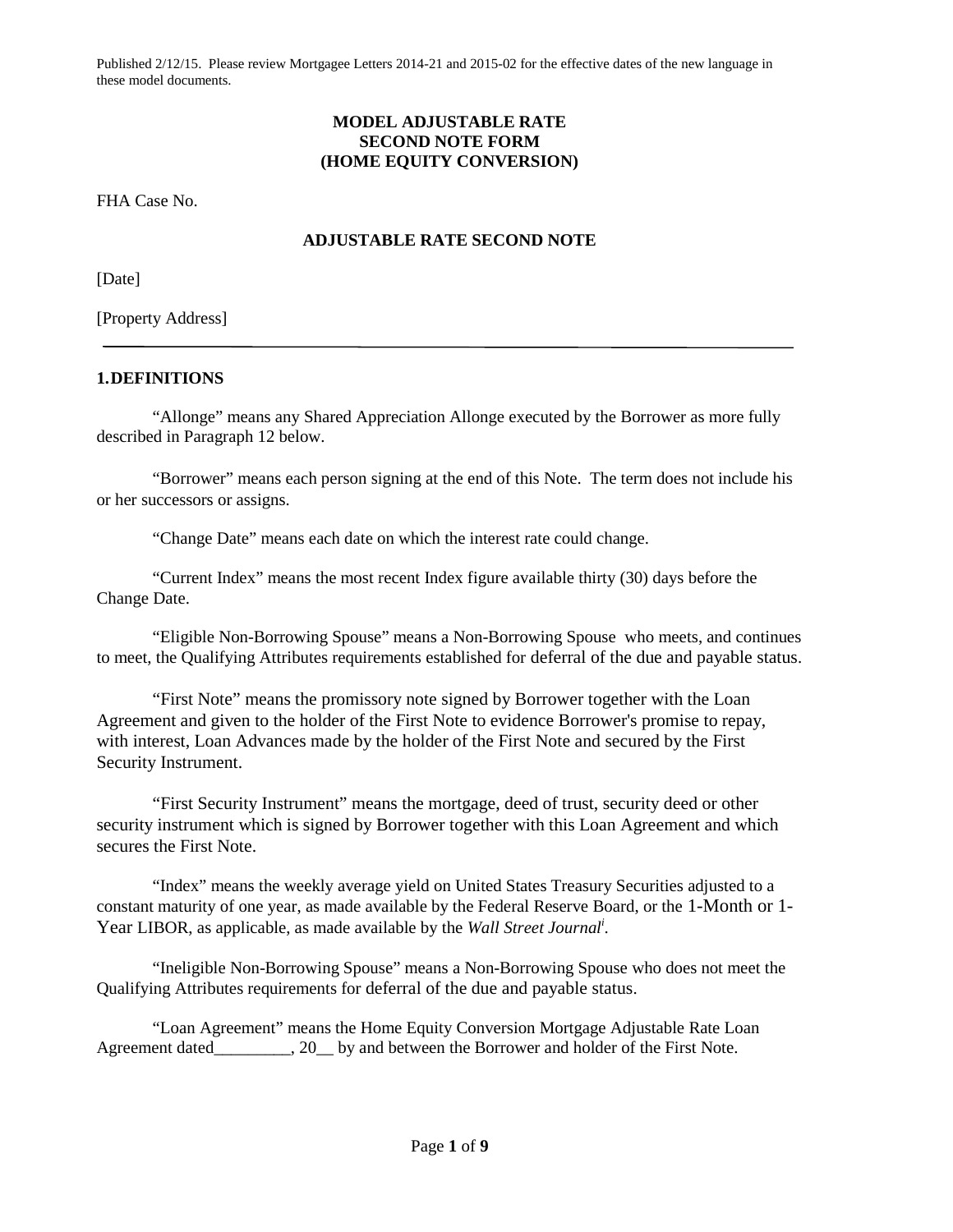Published 2/12/15. Please review Mortgagee Letters 2014-21 and 2015-02 for the effective dates of the new language in these model documents.

**MODEL ADJUSTABLE RATE**
**SECOND NOTE FORM**
**(HOME EQUITY CONVERSION)**

FHA Case No.

**ADJUSTABLE RATE SECOND NOTE**

[Date]

[Property Address]

---

## 1. DEFINITIONS

"Allonge" means any Shared Appreciation Allonge executed by the Borrower as more fully described in Paragraph 12 below.

"Borrower" means each person signing at the end of this Note. The term does not include his or her successors or assigns.

"Change Date" means each date on which the interest rate could change.

"Current Index" means the most recent Index figure available thirty (30) days before the Change Date.

"Eligible Non-Borrowing Spouse" means a Non-Borrowing Spouse who meets, and continues to meet, the Qualifying Attributes requirements established for deferral of the due and payable status.

"First Note" means the promissory note signed by Borrower together with the Loan Agreement and given to the holder of the First Note to evidence Borrower's promise to repay, with interest, Loan Advances made by the holder of the First Note and secured by the First Security Instrument.

"First Security Instrument" means the mortgage, deed of trust, security deed or other security instrument which is signed by Borrower together with this Loan Agreement and which secures the First Note.

"Index" means the weekly average yield on United States Treasury Securities adjusted to a constant maturity of one year, as made available by the Federal Reserve Board, or the 1-Month or 1-Year LIBOR, as applicable, as made available by the *Wall Street Journal*[i].

"Ineligible Non-Borrowing Spouse" means a Non-Borrowing Spouse who does not meet the Qualifying Attributes requirements for deferral of the due and payable status.

"Loan Agreement" means the Home Equity Conversion Mortgage Adjustable Rate Loan Agreement dated_________, 20__ by and between the Borrower and holder of the First Note.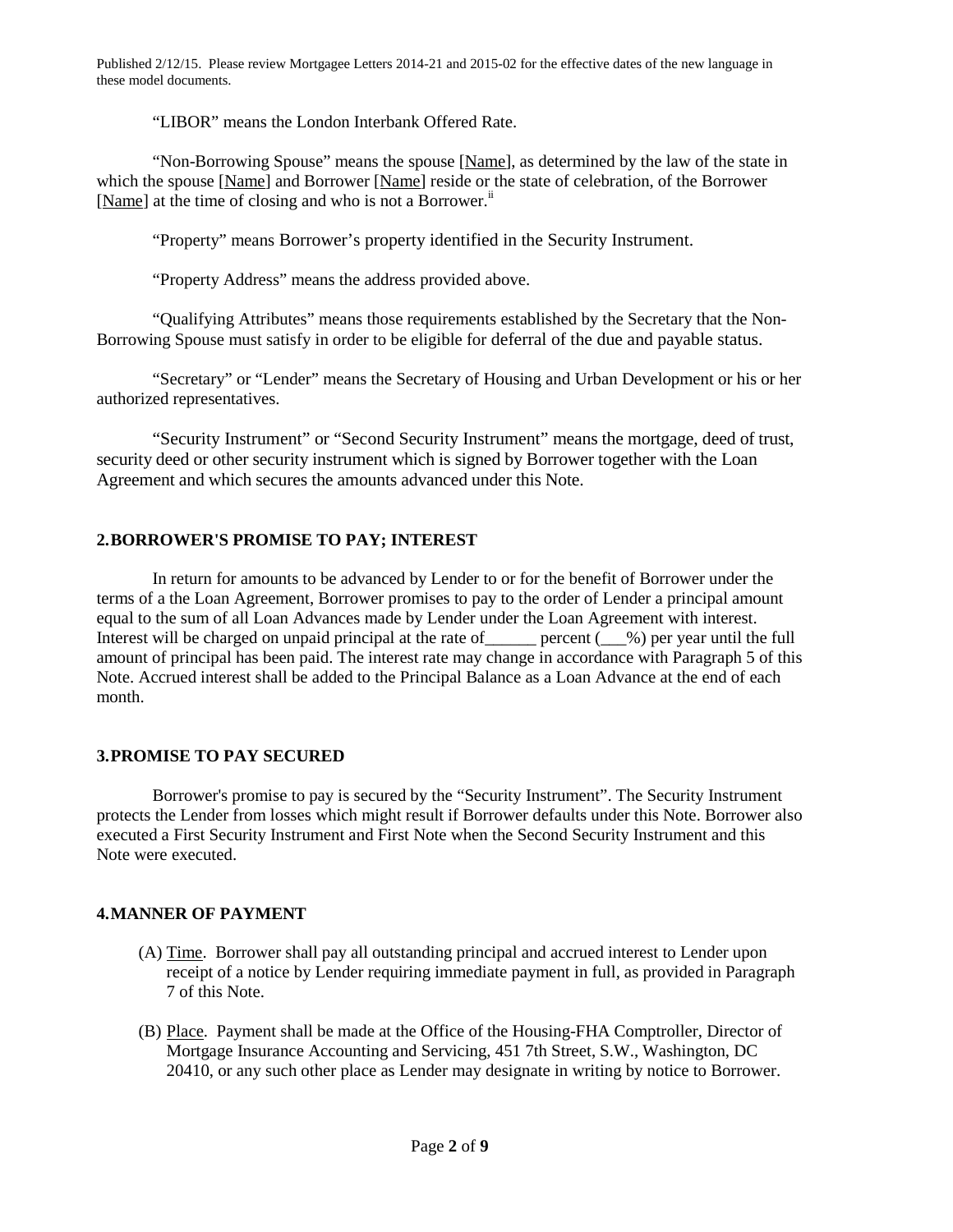"LIBOR" means the London Interbank Offered Rate.

"Non-Borrowing Spouse" means the spouse [Name], as determined by the law of the state in which the spouse [Name] and Borrower [Name] reside or the state of celebration, of the Borrower [Name] at the time of closing and who is not a Borrower.[ii]

"Property" means Borrower's property identified in the Security Instrument.

"Property Address" means the address provided above.

"Qualifying Attributes" means those requirements established by the Secretary that the Non-Borrowing Spouse must satisfy in order to be eligible for deferral of the due and payable status.

"Secretary" or "Lender" means the Secretary of Housing and Urban Development or his or her authorized representatives.

"Security Instrument" or "Second Security Instrument" means the mortgage, deed of trust, security deed or other security instrument which is signed by Borrower together with the Loan Agreement and which secures the amounts advanced under this Note.

## 2. BORROWER'S PROMISE TO PAY; INTEREST

In return for amounts to be advanced by Lender to or for the benefit of Borrower under the terms of a the Loan Agreement, Borrower promises to pay to the order of Lender a principal amount equal to the sum of all Loan Advances made by Lender under the Loan Agreement with interest. Interest will be charged on unpaid principal at the rate of______ percent (___%) per year until the full amount of principal has been paid. The interest rate may change in accordance with Paragraph 5 of this Note. Accrued interest shall be added to the Principal Balance as a Loan Advance at the end of each month.

## 3. PROMISE TO PAY SECURED

Borrower's promise to pay is secured by the "Security Instrument". The Security Instrument protects the Lender from losses which might result if Borrower defaults under this Note. Borrower also executed a First Security Instrument and First Note when the Second Security Instrument and this Note were executed.

## 4. MANNER OF PAYMENT

(A) Time. Borrower shall pay all outstanding principal and accrued interest to Lender upon receipt of a notice by Lender requiring immediate payment in full, as provided in Paragraph 7 of this Note.

(B) Place. Payment shall be made at the Office of the Housing-FHA Comptroller, Director of Mortgage Insurance Accounting and Servicing, 451 7th Street, S.W., Washington, DC 20410, or any such other place as Lender may designate in writing by notice to Borrower.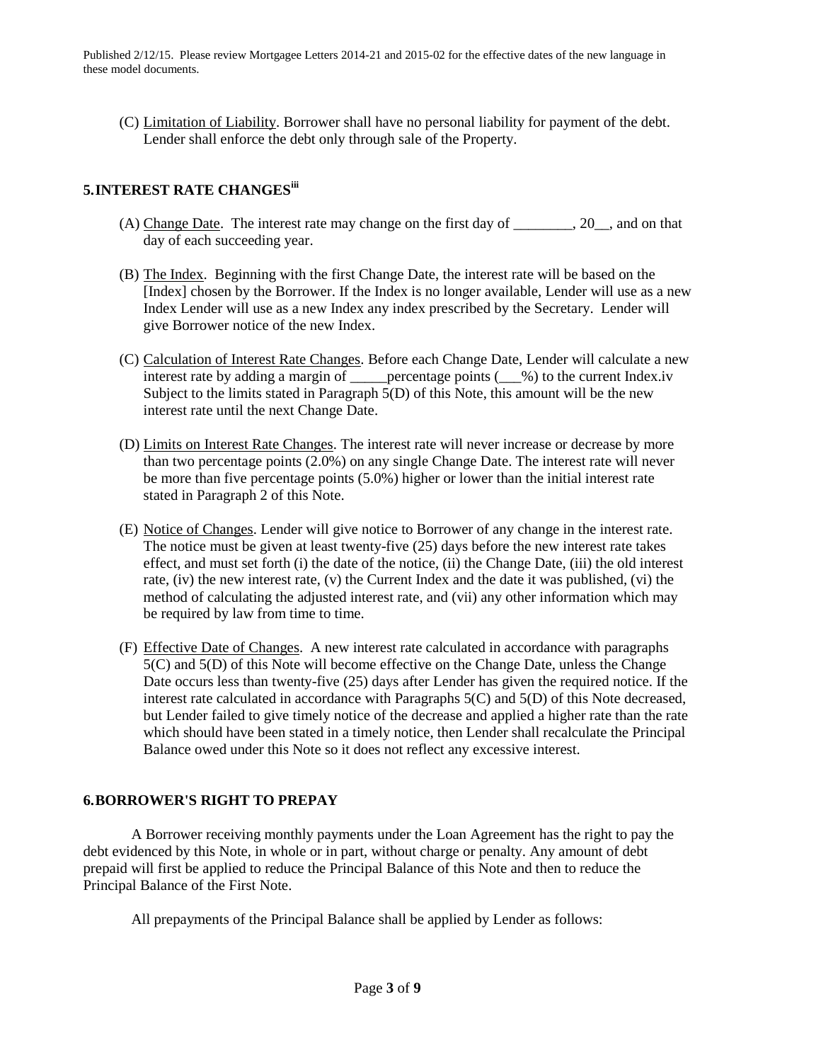Published 2/12/15. Please review Mortgagee Letters 2014-21 and 2015-02 for the effective dates of the new language in these model documents.

(C) Limitation of Liability. Borrower shall have no personal liability for payment of the debt. Lender shall enforce the debt only through sale of the Property.

## 5. INTEREST RATE CHANGES[iii]

(A) Change Date. The interest rate may change on the first day of ________, 20__, and on that day of each succeeding year.

(B) The Index. Beginning with the first Change Date, the interest rate will be based on the [Index] chosen by the Borrower. If the Index is no longer available, Lender will use as a new Index Lender will use as a new Index any index prescribed by the Secretary. Lender will give Borrower notice of the new Index.

(C) Calculation of Interest Rate Changes. Before each Change Date, Lender will calculate a new interest rate by adding a margin of _____percentage points (___%) to the current Index.iv Subject to the limits stated in Paragraph 5(D) of this Note, this amount will be the new interest rate until the next Change Date.

(D) Limits on Interest Rate Changes. The interest rate will never increase or decrease by more than two percentage points (2.0%) on any single Change Date. The interest rate will never be more than five percentage points (5.0%) higher or lower than the initial interest rate stated in Paragraph 2 of this Note.

(E) Notice of Changes. Lender will give notice to Borrower of any change in the interest rate. The notice must be given at least twenty-five (25) days before the new interest rate takes effect, and must set forth (i) the date of the notice, (ii) the Change Date, (iii) the old interest rate, (iv) the new interest rate, (v) the Current Index and the date it was published, (vi) the method of calculating the adjusted interest rate, and (vii) any other information which may be required by law from time to time.

(F) Effective Date of Changes. A new interest rate calculated in accordance with paragraphs 5(C) and 5(D) of this Note will become effective on the Change Date, unless the Change Date occurs less than twenty-five (25) days after Lender has given the required notice. If the interest rate calculated in accordance with Paragraphs 5(C) and 5(D) of this Note decreased, but Lender failed to give timely notice of the decrease and applied a higher rate than the rate which should have been stated in a timely notice, then Lender shall recalculate the Principal Balance owed under this Note so it does not reflect any excessive interest.

## 6. BORROWER'S RIGHT TO PREPAY

A Borrower receiving monthly payments under the Loan Agreement has the right to pay the debt evidenced by this Note, in whole or in part, without charge or penalty. Any amount of debt prepaid will first be applied to reduce the Principal Balance of this Note and then to reduce the Principal Balance of the First Note.

All prepayments of the Principal Balance shall be applied by Lender as follows: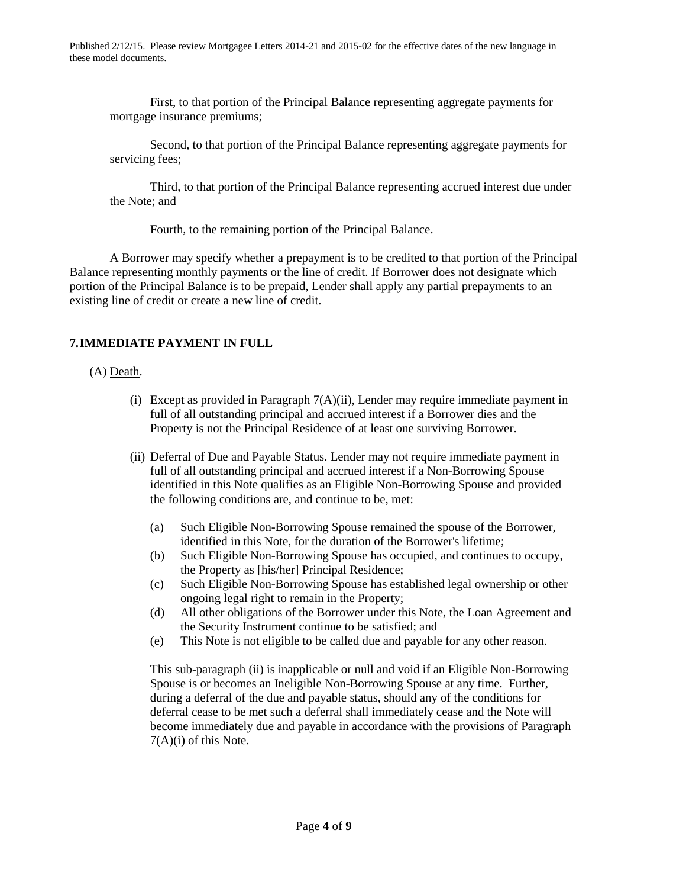Published 2/12/15. Please review Mortgagee Letters 2014-21 and 2015-02 for the effective dates of the new language in these model documents.

First, to that portion of the Principal Balance representing aggregate payments for mortgage insurance premiums;

Second, to that portion of the Principal Balance representing aggregate payments for servicing fees;

Third, to that portion of the Principal Balance representing accrued interest due under the Note; and

Fourth, to the remaining portion of the Principal Balance.

A Borrower may specify whether a prepayment is to be credited to that portion of the Principal Balance representing monthly payments or the line of credit. If Borrower does not designate which portion of the Principal Balance is to be prepaid, Lender shall apply any partial prepayments to an existing line of credit or create a new line of credit.

## 7. IMMEDIATE PAYMENT IN FULL

(A) Death.

(i) Except as provided in Paragraph 7(A)(ii), Lender may require immediate payment in full of all outstanding principal and accrued interest if a Borrower dies and the Property is not the Principal Residence of at least one surviving Borrower.

(ii) Deferral of Due and Payable Status. Lender may not require immediate payment in full of all outstanding principal and accrued interest if a Non-Borrowing Spouse identified in this Note qualifies as an Eligible Non-Borrowing Spouse and provided the following conditions are, and continue to be, met:

(a) Such Eligible Non-Borrowing Spouse remained the spouse of the Borrower, identified in this Note, for the duration of the Borrower's lifetime;
(b) Such Eligible Non-Borrowing Spouse has occupied, and continues to occupy, the Property as [his/her] Principal Residence;
(c) Such Eligible Non-Borrowing Spouse has established legal ownership or other ongoing legal right to remain in the Property;
(d) All other obligations of the Borrower under this Note, the Loan Agreement and the Security Instrument continue to be satisfied; and
(e) This Note is not eligible to be called due and payable for any other reason.

This sub-paragraph (ii) is inapplicable or null and void if an Eligible Non-Borrowing Spouse is or becomes an Ineligible Non-Borrowing Spouse at any time. Further, during a deferral of the due and payable status, should any of the conditions for deferral cease to be met such a deferral shall immediately cease and the Note will become immediately due and payable in accordance with the provisions of Paragraph 7(A)(i) of this Note.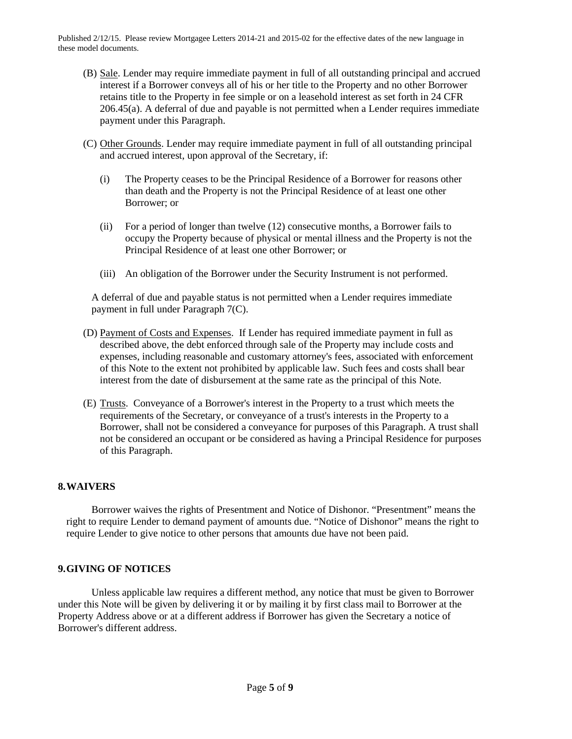(B) Sale. Lender may require immediate payment in full of all outstanding principal and accrued interest if a Borrower conveys all of his or her title to the Property and no other Borrower retains title to the Property in fee simple or on a leasehold interest as set forth in 24 CFR 206.45(a). A deferral of due and payable is not permitted when a Lender requires immediate payment under this Paragraph.

(C) Other Grounds. Lender may require immediate payment in full of all outstanding principal and accrued interest, upon approval of the Secretary, if:

(i) The Property ceases to be the Principal Residence of a Borrower for reasons other than death and the Property is not the Principal Residence of at least one other Borrower; or

(ii) For a period of longer than twelve (12) consecutive months, a Borrower fails to occupy the Property because of physical or mental illness and the Property is not the Principal Residence of at least one other Borrower; or

(iii) An obligation of the Borrower under the Security Instrument is not performed.

A deferral of due and payable status is not permitted when a Lender requires immediate payment in full under Paragraph 7(C).

(D) Payment of Costs and Expenses. If Lender has required immediate payment in full as described above, the debt enforced through sale of the Property may include costs and expenses, including reasonable and customary attorney's fees, associated with enforcement of this Note to the extent not prohibited by applicable law. Such fees and costs shall bear interest from the date of disbursement at the same rate as the principal of this Note.

(E) Trusts. Conveyance of a Borrower's interest in the Property to a trust which meets the requirements of the Secretary, or conveyance of a trust's interests in the Property to a Borrower, shall not be considered a conveyance for purposes of this Paragraph. A trust shall not be considered an occupant or be considered as having a Principal Residence for purposes of this Paragraph.

## 8. WAIVERS

Borrower waives the rights of Presentment and Notice of Dishonor. "Presentment" means the right to require Lender to demand payment of amounts due. "Notice of Dishonor" means the right to require Lender to give notice to other persons that amounts due have not been paid.

## 9. GIVING OF NOTICES

Unless applicable law requires a different method, any notice that must be given to Borrower under this Note will be given by delivering it or by mailing it by first class mail to Borrower at the Property Address above or at a different address if Borrower has given the Secretary a notice of Borrower's different address.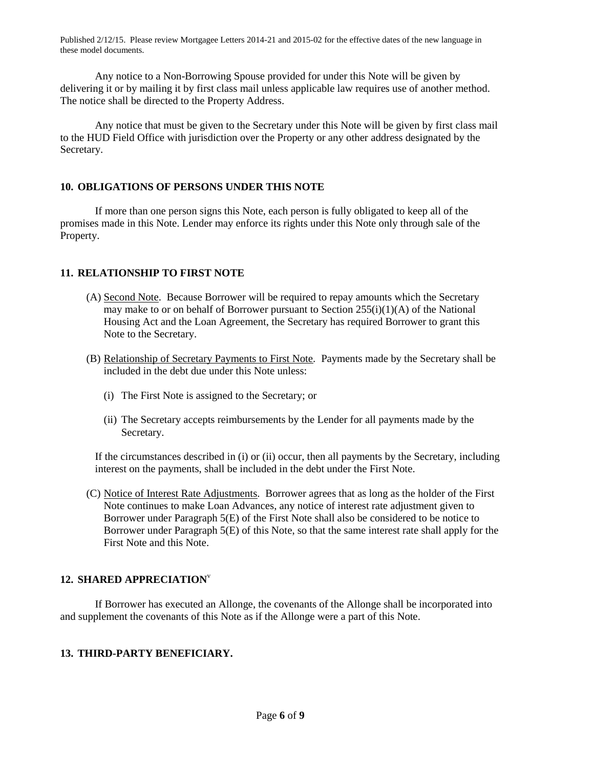Published 2/12/15. Please review Mortgagee Letters 2014-21 and 2015-02 for the effective dates of the new language in these model documents.

Any notice to a Non-Borrowing Spouse provided for under this Note will be given by delivering it or by mailing it by first class mail unless applicable law requires use of another method. The notice shall be directed to the Property Address.

Any notice that must be given to the Secretary under this Note will be given by first class mail to the HUD Field Office with jurisdiction over the Property or any other address designated by the Secretary.

## 10. OBLIGATIONS OF PERSONS UNDER THIS NOTE

If more than one person signs this Note, each person is fully obligated to keep all of the promises made in this Note. Lender may enforce its rights under this Note only through sale of the Property.

## 11. RELATIONSHIP TO FIRST NOTE

(A) Second Note. Because Borrower will be required to repay amounts which the Secretary may make to or on behalf of Borrower pursuant to Section 255(i)(1)(A) of the National Housing Act and the Loan Agreement, the Secretary has required Borrower to grant this Note to the Secretary.

(B) Relationship of Secretary Payments to First Note. Payments made by the Secretary shall be included in the debt due under this Note unless:

(i) The First Note is assigned to the Secretary; or

(ii) The Secretary accepts reimbursements by the Lender for all payments made by the Secretary.

If the circumstances described in (i) or (ii) occur, then all payments by the Secretary, including interest on the payments, shall be included in the debt under the First Note.

(C) Notice of Interest Rate Adjustments. Borrower agrees that as long as the holder of the First Note continues to make Loan Advances, any notice of interest rate adjustment given to Borrower under Paragraph 5(E) of the First Note shall also be considered to be notice to Borrower under Paragraph 5(E) of this Note, so that the same interest rate shall apply for the First Note and this Note.

## 12. SHARED APPRECIATION[v]

If Borrower has executed an Allonge, the covenants of the Allonge shall be incorporated into and supplement the covenants of this Note as if the Allonge were a part of this Note.

## 13. THIRD-PARTY BENEFICIARY.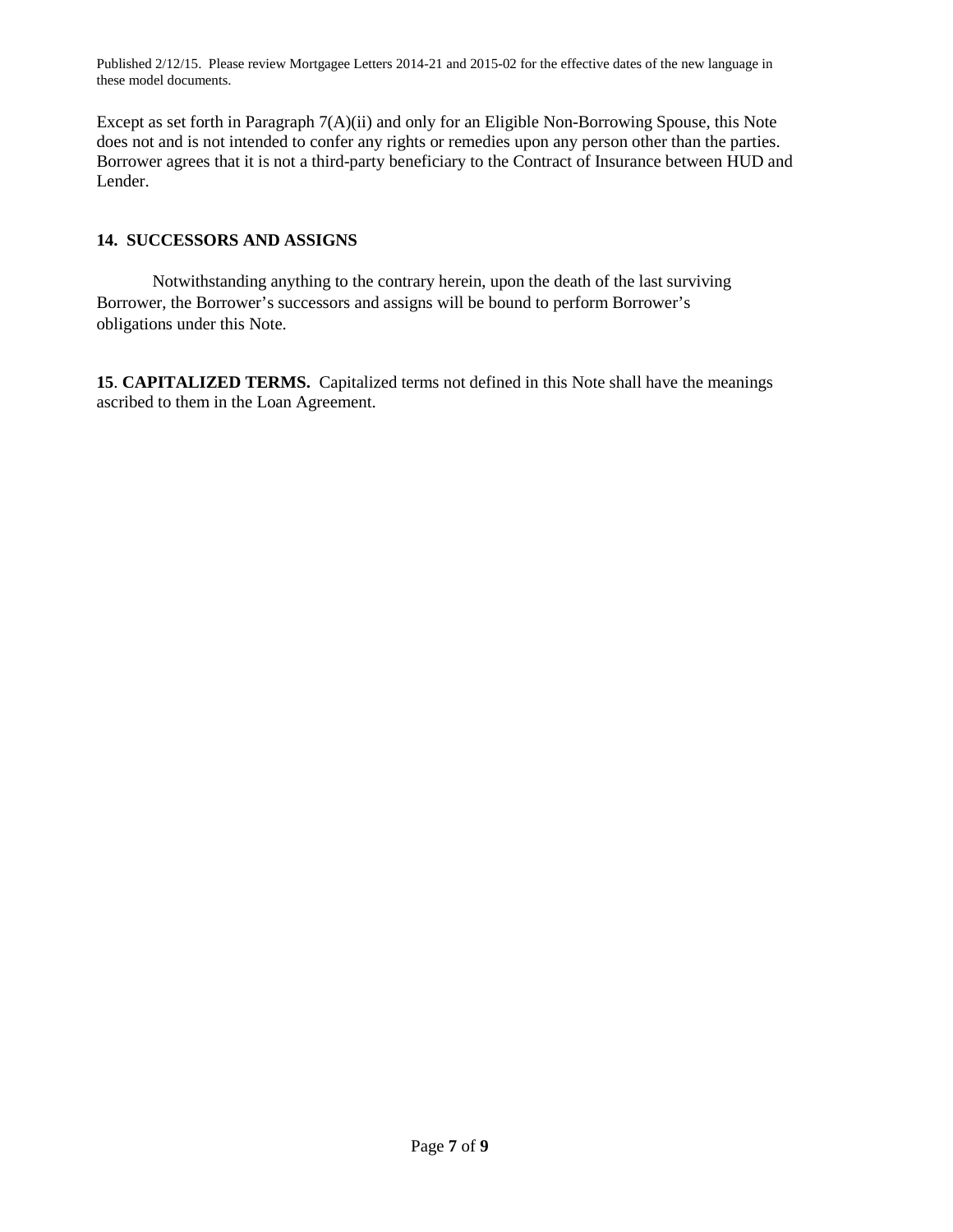Except as set forth in Paragraph 7(A)(ii) and only for an Eligible Non-Borrowing Spouse, this Note does not and is not intended to confer any rights or remedies upon any person other than the parties. Borrower agrees that it is not a third-party beneficiary to the Contract of Insurance between HUD and Lender.

**14. SUCCESSORS AND ASSIGNS**

Notwithstanding anything to the contrary herein, upon the death of the last surviving Borrower, the Borrower's successors and assigns will be bound to perform Borrower's obligations under this Note.

**15. CAPITALIZED TERMS.** Capitalized terms not defined in this Note shall have the meanings ascribed to them in the Loan Agreement.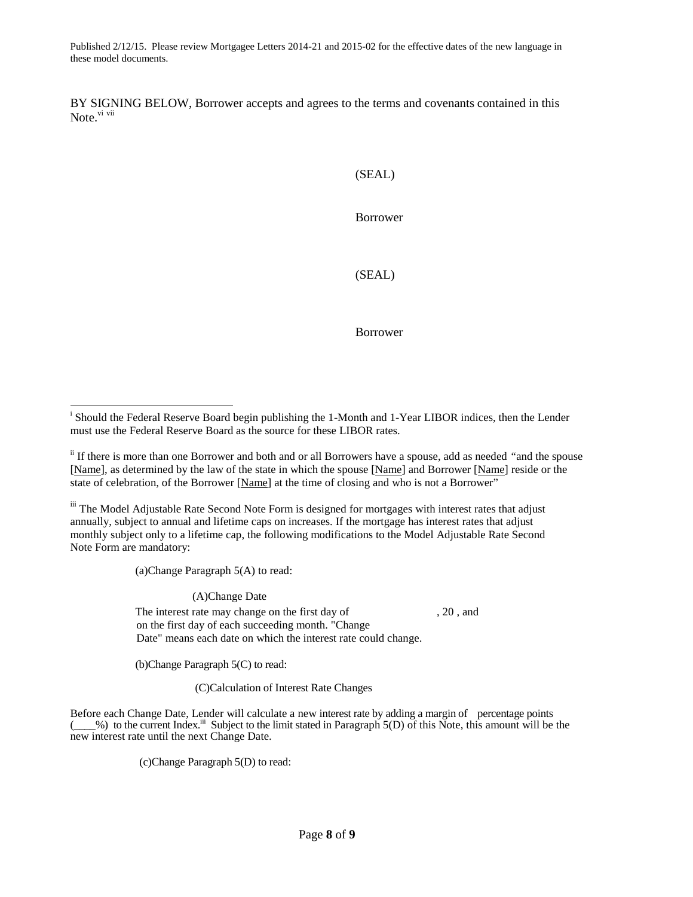Published 2/12/15. Please review Mortgagee Letters 2014-21 and 2015-02 for the effective dates of the new language in these model documents.

BY SIGNING BELOW, Borrower accepts and agrees to the terms and covenants contained in this Note.[vi] [vii]

(SEAL)

Borrower

(SEAL)

Borrower

---

[i] Should the Federal Reserve Board begin publishing the 1-Month and 1-Year LIBOR indices, then the Lender must use the Federal Reserve Board as the source for these LIBOR rates.

[ii] If there is more than one Borrower and both and or all Borrowers have a spouse, add as needed "and the spouse [Name], as determined by the law of the state in which the spouse [Name] and Borrower [Name] reside or the state of celebration, of the Borrower [Name] at the time of closing and who is not a Borrower"

[iii] The Model Adjustable Rate Second Note Form is designed for mortgages with interest rates that adjust annually, subject to annual and lifetime caps on increases. If the mortgage has interest rates that adjust monthly subject only to a lifetime cap, the following modifications to the Model Adjustable Rate Second Note Form are mandatory:

(a) Change Paragraph 5(A) to read:

(A) Change Date

The interest rate may change on the first day of , 20 , and on the first day of each succeeding month. "Change Date" means each date on which the interest rate could change.

(b) Change Paragraph 5(C) to read:

(C) Calculation of Interest Rate Changes

Before each Change Date, Lender will calculate a new interest rate by adding a margin of percentage points (____%) to the current Index.[iii] Subject to the limit stated in Paragraph 5(D) of this Note, this amount will be the new interest rate until the next Change Date.

(c) Change Paragraph 5(D) to read: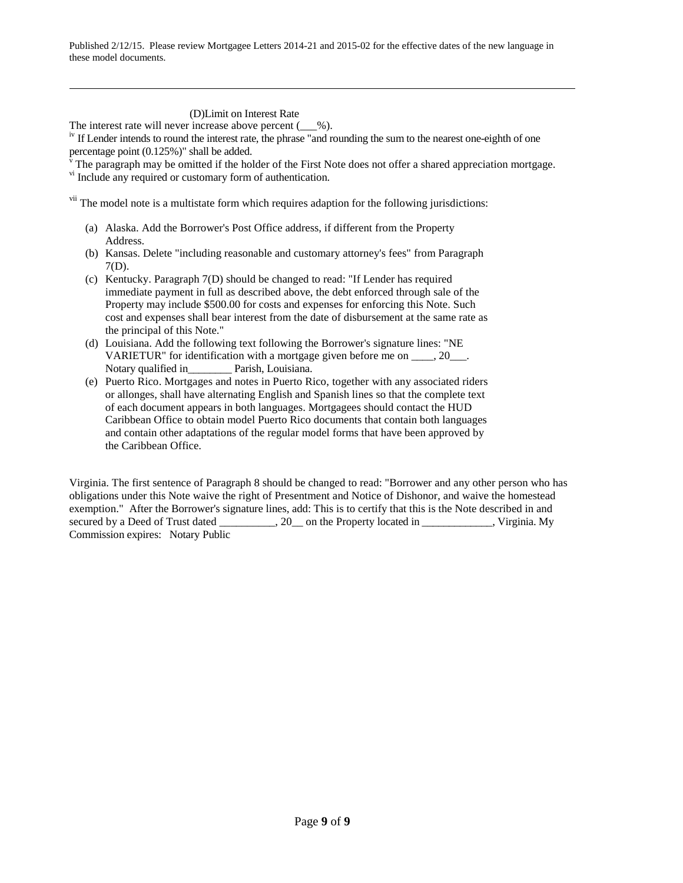Published 2/12/15. Please review Mortgagee Letters 2014-21 and 2015-02 for the effective dates of the new language in these model documents.

(D)Limit on Interest Rate

The interest rate will never increase above percent (___%).

[iv] If Lender intends to round the interest rate, the phrase "and rounding the sum to the nearest one-eighth of one percentage point (0.125%)" shall be added.

[v] The paragraph may be omitted if the holder of the First Note does not offer a shared appreciation mortgage.

[vi] Include any required or customary form of authentication.

[vii] The model note is a multistate form which requires adaption for the following jurisdictions:

(a) Alaska. Add the Borrower's Post Office address, if different from the Property Address.

(b) Kansas. Delete "including reasonable and customary attorney's fees" from Paragraph 7(D).

(c) Kentucky. Paragraph 7(D) should be changed to read: "If Lender has required immediate payment in full as described above, the debt enforced through sale of the Property may include $500.00 for costs and expenses for enforcing this Note. Such cost and expenses shall bear interest from the date of disbursement at the same rate as the principal of this Note."

(d) Louisiana. Add the following text following the Borrower's signature lines: "NE VARIETUR" for identification with a mortgage given before me on ____, 20___. Notary qualified in________ Parish, Louisiana.

(e) Puerto Rico. Mortgages and notes in Puerto Rico, together with any associated riders or allonges, shall have alternating English and Spanish lines so that the complete text of each document appears in both languages. Mortgagees should contact the HUD Caribbean Office to obtain model Puerto Rico documents that contain both languages and contain other adaptations of the regular model forms that have been approved by the Caribbean Office.

Virginia. The first sentence of Paragraph 8 should be changed to read: "Borrower and any other person who has obligations under this Note waive the right of Presentment and Notice of Dishonor, and waive the homestead exemption." After the Borrower's signature lines, add: This is to certify that this is the Note described in and secured by a Deed of Trust dated __________, 20__ on the Property located in _____________, Virginia. My Commission expires: Notary Public